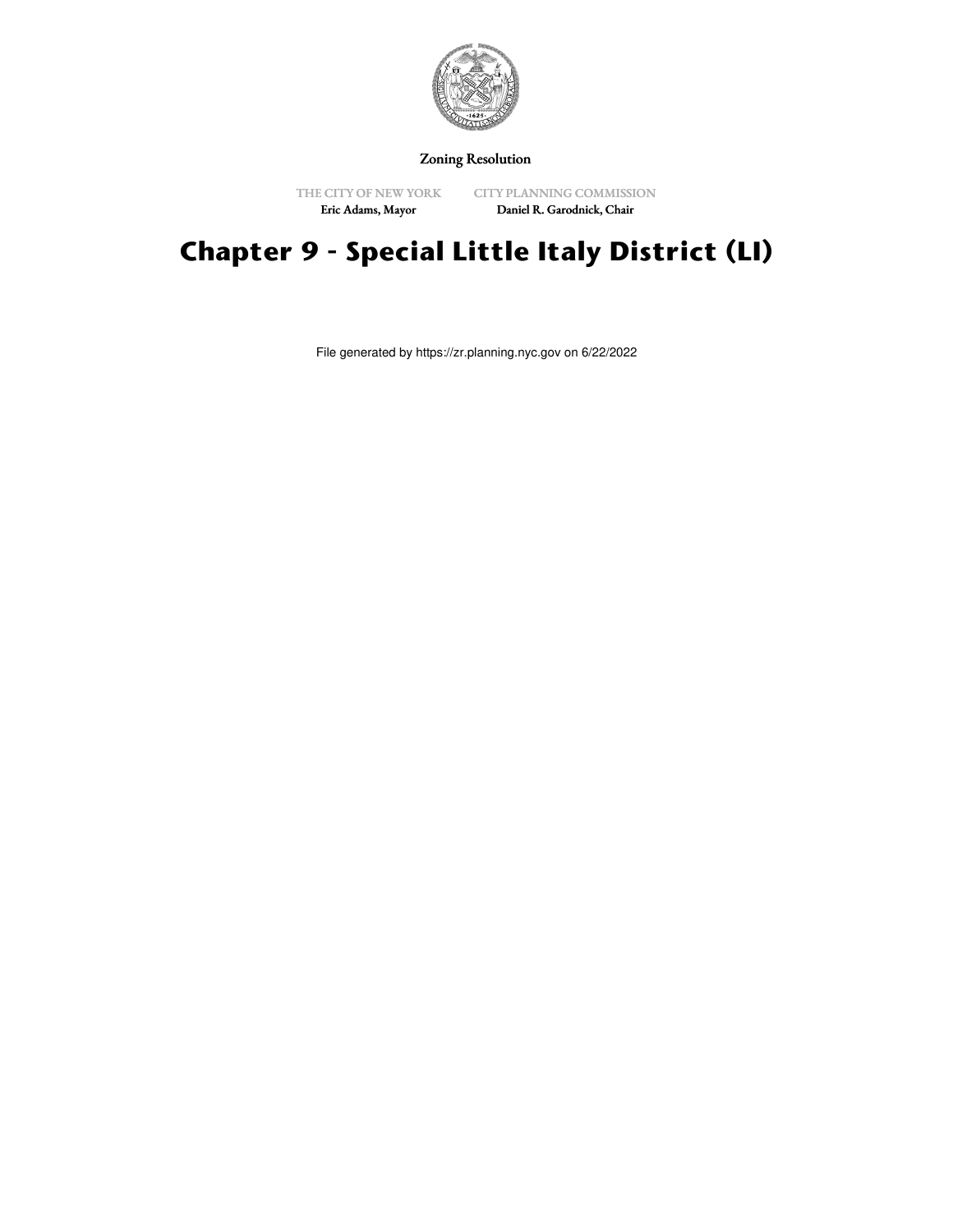Zoning Resolution

THE CITY OF NEW YORK
Eric Adams, Mayor

CITY PLANNING COMMISSION
Daniel R. Garodnick, Chair

# Chapter 9 - Special Little Italy District (LI)

File generated by https://zr.planning.nyc.gov on 6/22/2022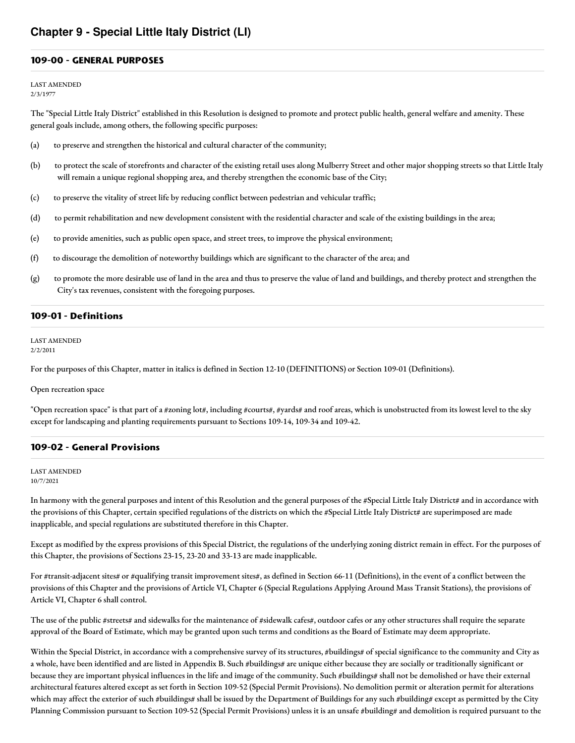# Chapter 9 - Special Little Italy District (LI)

## 109-00 - GENERAL PURPOSES

LAST AMENDED
2/3/1977

The "Special Little Italy District" established in this Resolution is designed to promote and protect public health, general welfare and amenity. These general goals include, among others, the following specific purposes:

(a) to preserve and strengthen the historical and cultural character of the community;

(b) to protect the scale of storefronts and character of the existing retail uses along Mulberry Street and other major shopping streets so that Little Italy will remain a unique regional shopping area, and thereby strengthen the economic base of the City;

(c) to preserve the vitality of street life by reducing conflict between pedestrian and vehicular traffic;

(d) to permit rehabilitation and new development consistent with the residential character and scale of the existing buildings in the area;

(e) to provide amenities, such as public open space, and street trees, to improve the physical environment;

(f) to discourage the demolition of noteworthy buildings which are significant to the character of the area; and

(g) to promote the more desirable use of land in the area and thus to preserve the value of land and buildings, and thereby protect and strengthen the City's tax revenues, consistent with the foregoing purposes.

## 109-01 - Definitions

LAST AMENDED
2/2/2011

For the purposes of this Chapter, matter in italics is defined in Section 12-10 (DEFINITIONS) or Section 109-01 (Definitions).

Open recreation space

"Open recreation space" is that part of a #zoning lot#, including #courts#, #yards# and roof areas, which is unobstructed from its lowest level to the sky except for landscaping and planting requirements pursuant to Sections 109-14, 109-34 and 109-42.

## 109-02 - General Provisions

LAST AMENDED
10/7/2021

In harmony with the general purposes and intent of this Resolution and the general purposes of the #Special Little Italy District# and in accordance with the provisions of this Chapter, certain specified regulations of the districts on which the #Special Little Italy District# are superimposed are made inapplicable, and special regulations are substituted therefore in this Chapter.

Except as modified by the express provisions of this Special District, the regulations of the underlying zoning district remain in effect. For the purposes of this Chapter, the provisions of Sections 23-15, 23-20 and 33-13 are made inapplicable.

For #transit-adjacent sites# or #qualifying transit improvement sites#, as defined in Section 66-11 (Definitions), in the event of a conflict between the provisions of this Chapter and the provisions of Article VI, Chapter 6 (Special Regulations Applying Around Mass Transit Stations), the provisions of Article VI, Chapter 6 shall control.

The use of the public #streets# and sidewalks for the maintenance of #sidewalk cafes#, outdoor cafes or any other structures shall require the separate approval of the Board of Estimate, which may be granted upon such terms and conditions as the Board of Estimate may deem appropriate.

Within the Special District, in accordance with a comprehensive survey of its structures, #buildings# of special significance to the community and City as a whole, have been identified and are listed in Appendix B. Such #buildings# are unique either because they are socially or traditionally significant or because they are important physical influences in the life and image of the community. Such #buildings# shall not be demolished or have their external architectural features altered except as set forth in Section 109-52 (Special Permit Provisions). No demolition permit or alteration permit for alterations which may affect the exterior of such #buildings# shall be issued by the Department of Buildings for any such #building# except as permitted by the City Planning Commission pursuant to Section 109-52 (Special Permit Provisions) unless it is an unsafe #building# and demolition is required pursuant to the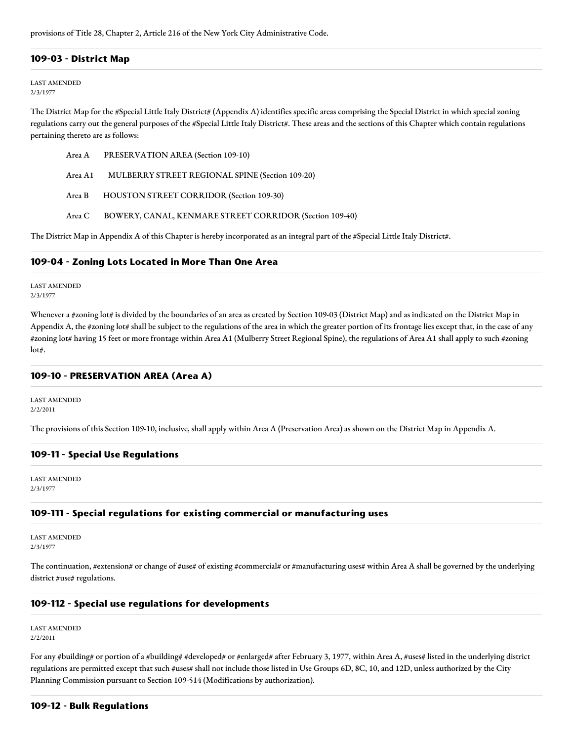provisions of Title 28, Chapter 2, Article 216 of the New York City Administrative Code.

## 109-03 - District Map

LAST AMENDED
2/3/1977

The District Map for the #Special Little Italy District# (Appendix A) identifies specific areas comprising the Special District in which special zoning regulations carry out the general purposes of the #Special Little Italy District#. These areas and the sections of this Chapter which contain regulations pertaining thereto are as follows:

Area A PRESERVATION AREA (Section 109-10)

Area A1 MULBERRY STREET REGIONAL SPINE (Section 109-20)

Area B HOUSTON STREET CORRIDOR (Section 109-30)

Area C BOWERY, CANAL, KENMARE STREET CORRIDOR (Section 109-40)

The District Map in Appendix A of this Chapter is hereby incorporated as an integral part of the #Special Little Italy District#.

## 109-04 - Zoning Lots Located in More Than One Area

LAST AMENDED
2/3/1977

Whenever a #zoning lot# is divided by the boundaries of an area as created by Section 109-03 (District Map) and as indicated on the District Map in Appendix A, the #zoning lot# shall be subject to the regulations of the area in which the greater portion of its frontage lies except that, in the case of any #zoning lot# having 15 feet or more frontage within Area A1 (Mulberry Street Regional Spine), the regulations of Area A1 shall apply to such #zoning lot#.

## 109-10 - PRESERVATION AREA (Area A)

LAST AMENDED
2/2/2011

The provisions of this Section 109-10, inclusive, shall apply within Area A (Preservation Area) as shown on the District Map in Appendix A.

## 109-11 - Special Use Regulations

LAST AMENDED
2/3/1977

## 109-111 - Special regulations for existing commercial or manufacturing uses

LAST AMENDED
2/3/1977

The continuation, #extension# or change of #use# of existing #commercial# or #manufacturing uses# within Area A shall be governed by the underlying district #use# regulations.

## 109-112 - Special use regulations for developments

LAST AMENDED
2/2/2011

For any #building# or portion of a #building# #developed# or #enlarged# after February 3, 1977, within Area A, #uses# listed in the underlying district regulations are permitted except that such #uses# shall not include those listed in Use Groups 6D, 8C, 10, and 12D, unless authorized by the City Planning Commission pursuant to Section 109-514 (Modifications by authorization).

## 109-12 - Bulk Regulations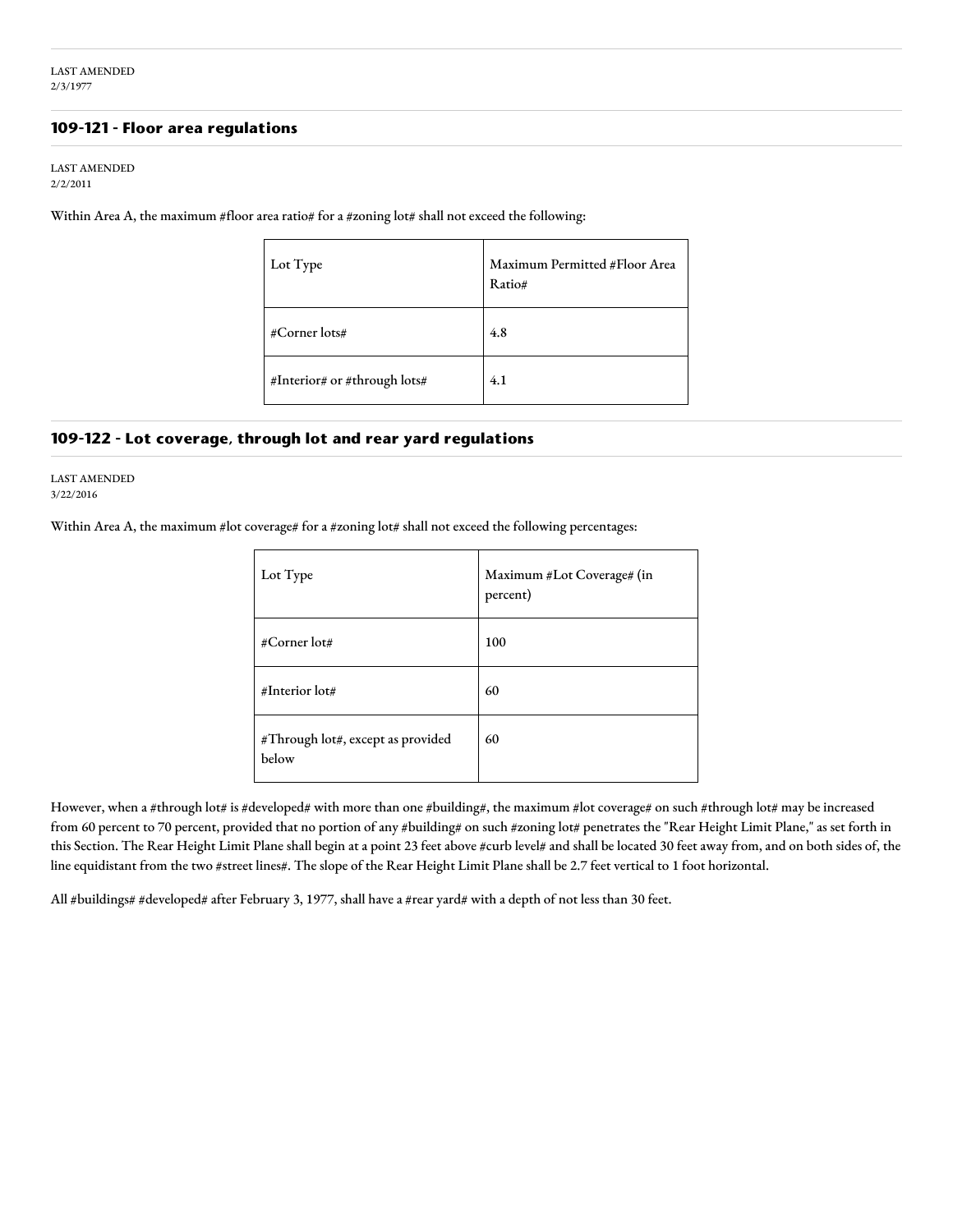LAST AMENDED
2/3/1977

## 109-121 - Floor area regulations

LAST AMENDED
2/2/2011

Within Area A, the maximum #floor area ratio# for a #zoning lot# shall not exceed the following:

| Lot Type | Maximum Permitted #Floor Area Ratio# |
|---|---|
| #Corner lots# | 4.8 |
| #Interior# or #through lots# | 4.1 |

## 109-122 - Lot coverage, through lot and rear yard regulations

LAST AMENDED
3/22/2016

Within Area A, the maximum #lot coverage# for a #zoning lot# shall not exceed the following percentages:

| Lot Type | Maximum #Lot Coverage# (in percent) |
|---|---|
| #Corner lot# | 100 |
| #Interior lot# | 60 |
| #Through lot#, except as provided below | 60 |

However, when a #through lot# is #developed# with more than one #building#, the maximum #lot coverage# on such #through lot# may be increased from 60 percent to 70 percent, provided that no portion of any #building# on such #zoning lot# penetrates the "Rear Height Limit Plane," as set forth in this Section. The Rear Height Limit Plane shall begin at a point 23 feet above #curb level# and shall be located 30 feet away from, and on both sides of, the line equidistant from the two #street lines#. The slope of the Rear Height Limit Plane shall be 2.7 feet vertical to 1 foot horizontal.

All #buildings# #developed# after February 3, 1977, shall have a #rear yard# with a depth of not less than 30 feet.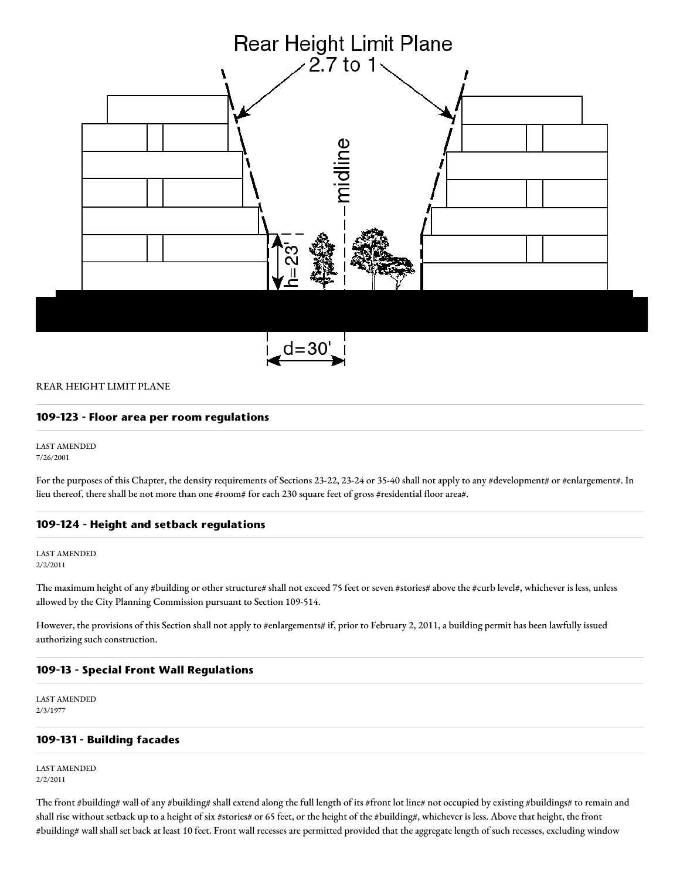REAR HEIGHT LIMIT PLANE

### 109-123 - Floor area per room regulations

LAST AMENDED
7/26/2001

For the purposes of this Chapter, the density requirements of Sections 23-22, 23-24 or 35-40 shall not apply to any #development# or #enlargement#. In lieu thereof, there shall be not more than one #room# for each 230 square feet of gross #residential floor area#.

### 109-124 - Height and setback regulations

LAST AMENDED
2/2/2011

The maximum height of any #building or other structure# shall not exceed 75 feet or seven #stories# above the #curb level#, whichever is less, unless allowed by the City Planning Commission pursuant to Section 109-514.

However, the provisions of this Section shall not apply to #enlargements# if, prior to February 2, 2011, a building permit has been lawfully issued authorizing such construction.

### 109-13 - Special Front Wall Regulations

LAST AMENDED
2/3/1977

### 109-131 - Building facades

LAST AMENDED
2/2/2011

The front #building# wall of any #building# shall extend along the full length of its #front lot line# not occupied by existing #buildings# to remain and shall rise without setback up to a height of six #stories# or 65 feet, or the height of the #building#, whichever is less. Above that height, the front #building# wall shall set back at least 10 feet. Front wall recesses are permitted provided that the aggregate length of such recesses, excluding window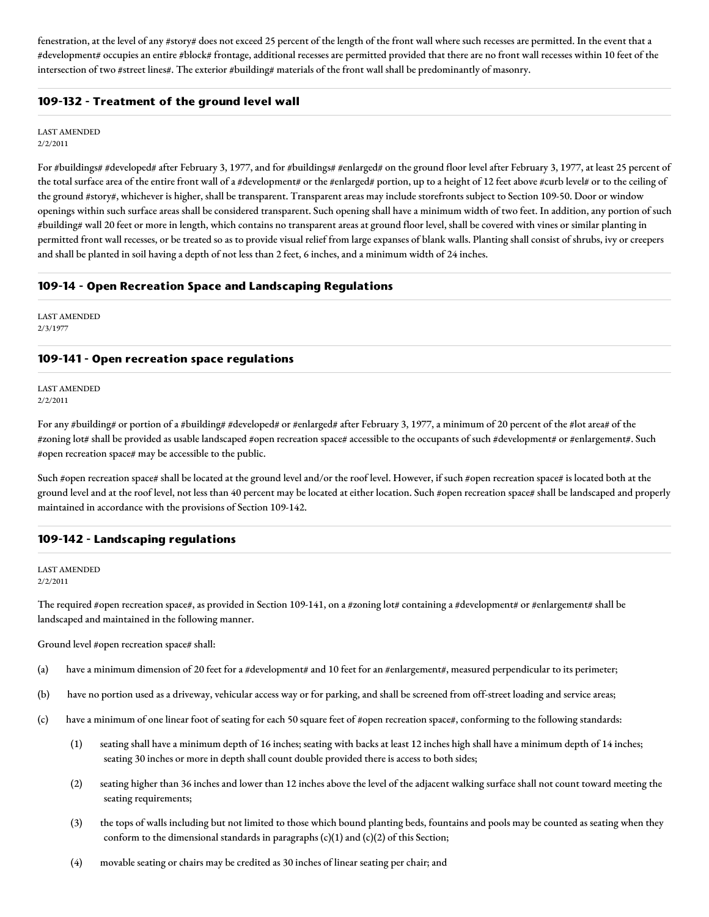fenestration, at the level of any #story# does not exceed 25 percent of the length of the front wall where such recesses are permitted. In the event that a #development# occupies an entire #block# frontage, additional recesses are permitted provided that there are no front wall recesses within 10 feet of the intersection of two #street lines#. The exterior #building# materials of the front wall shall be predominantly of masonry.

### 109-132 - Treatment of the ground level wall

LAST AMENDED
2/2/2011

For #buildings# #developed# after February 3, 1977, and for #buildings# #enlarged# on the ground floor level after February 3, 1977, at least 25 percent of the total surface area of the entire front wall of a #development# or the #enlarged# portion, up to a height of 12 feet above #curb level# or to the ceiling of the ground #story#, whichever is higher, shall be transparent. Transparent areas may include storefronts subject to Section 109-50. Door or window openings within such surface areas shall be considered transparent. Such opening shall have a minimum width of two feet. In addition, any portion of such #building# wall 20 feet or more in length, which contains no transparent areas at ground floor level, shall be covered with vines or similar planting in permitted front wall recesses, or be treated so as to provide visual relief from large expanses of blank walls. Planting shall consist of shrubs, ivy or creepers and shall be planted in soil having a depth of not less than 2 feet, 6 inches, and a minimum width of 24 inches.

### 109-14 - Open Recreation Space and Landscaping Regulations

LAST AMENDED
2/3/1977

### 109-141 - Open recreation space regulations

LAST AMENDED
2/2/2011

For any #building# or portion of a #building# #developed# or #enlarged# after February 3, 1977, a minimum of 20 percent of the #lot area# of the #zoning lot# shall be provided as usable landscaped #open recreation space# accessible to the occupants of such #development# or #enlargement#. Such #open recreation space# may be accessible to the public.

Such #open recreation space# shall be located at the ground level and/or the roof level. However, if such #open recreation space# is located both at the ground level and at the roof level, not less than 40 percent may be located at either location. Such #open recreation space# shall be landscaped and properly maintained in accordance with the provisions of Section 109-142.

### 109-142 - Landscaping regulations

LAST AMENDED
2/2/2011

The required #open recreation space#, as provided in Section 109-141, on a #zoning lot# containing a #development# or #enlargement# shall be landscaped and maintained in the following manner.

Ground level #open recreation space# shall:

(a) have a minimum dimension of 20 feet for a #development# and 10 feet for an #enlargement#, measured perpendicular to its perimeter;

(b) have no portion used as a driveway, vehicular access way or for parking, and shall be screened from off-street loading and service areas;

(c) have a minimum of one linear foot of seating for each 50 square feet of #open recreation space#, conforming to the following standards:

   (1) seating shall have a minimum depth of 16 inches; seating with backs at least 12 inches high shall have a minimum depth of 14 inches; seating 30 inches or more in depth shall count double provided there is access to both sides;

   (2) seating higher than 36 inches and lower than 12 inches above the level of the adjacent walking surface shall not count toward meeting the seating requirements;

   (3) the tops of walls including but not limited to those which bound planting beds, fountains and pools may be counted as seating when they conform to the dimensional standards in paragraphs (c)(1) and (c)(2) of this Section;

   (4) movable seating or chairs may be credited as 30 inches of linear seating per chair; and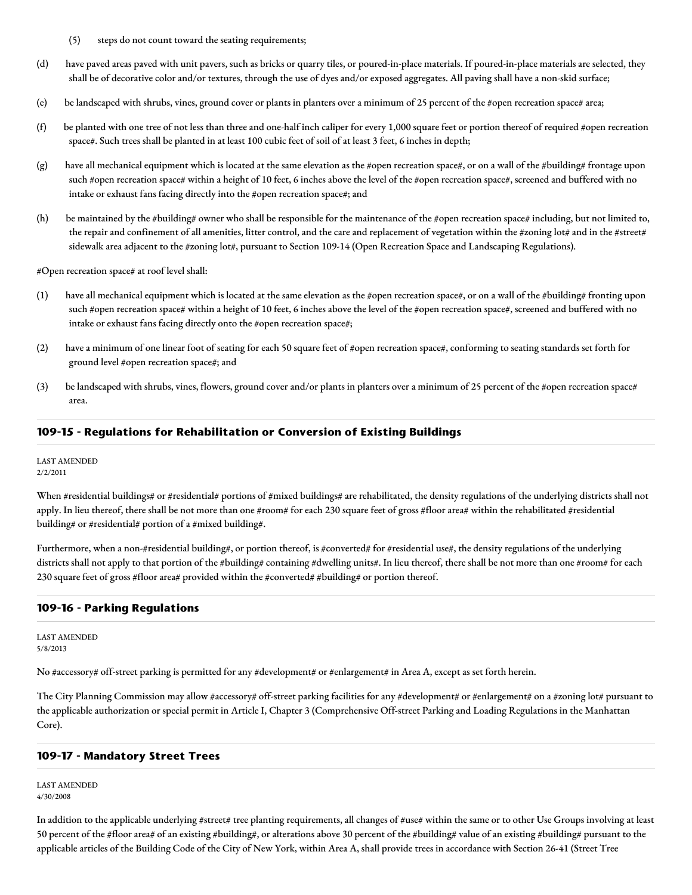(5) steps do not count toward the seating requirements;

(d) have paved areas paved with unit pavers, such as bricks or quarry tiles, or poured-in-place materials. If poured-in-place materials are selected, they shall be of decorative color and/or textures, through the use of dyes and/or exposed aggregates. All paving shall have a non-skid surface;

(e) be landscaped with shrubs, vines, ground cover or plants in planters over a minimum of 25 percent of the #open recreation space# area;

(f) be planted with one tree of not less than three and one-half inch caliper for every 1,000 square feet or portion thereof of required #open recreation space#. Such trees shall be planted in at least 100 cubic feet of soil of at least 3 feet, 6 inches in depth;

(g) have all mechanical equipment which is located at the same elevation as the #open recreation space#, or on a wall of the #building# frontage upon such #open recreation space# within a height of 10 feet, 6 inches above the level of the #open recreation space#, screened and buffered with no intake or exhaust fans facing directly into the #open recreation space#; and

(h) be maintained by the #building# owner who shall be responsible for the maintenance of the #open recreation space# including, but not limited to, the repair and confinement of all amenities, litter control, and the care and replacement of vegetation within the #zoning lot# and in the #street# sidewalk area adjacent to the #zoning lot#, pursuant to Section 109-14 (Open Recreation Space and Landscaping Regulations).

#Open recreation space# at roof level shall:

(1) have all mechanical equipment which is located at the same elevation as the #open recreation space#, or on a wall of the #building# fronting upon such #open recreation space# within a height of 10 feet, 6 inches above the level of the #open recreation space#, screened and buffered with no intake or exhaust fans facing directly onto the #open recreation space#;

(2) have a minimum of one linear foot of seating for each 50 square feet of #open recreation space#, conforming to seating standards set forth for ground level #open recreation space#; and

(3) be landscaped with shrubs, vines, flowers, ground cover and/or plants in planters over a minimum of 25 percent of the #open recreation space# area.

## 109-15 - Regulations for Rehabilitation or Conversion of Existing Buildings

LAST AMENDED
2/2/2011

When #residential buildings# or #residential# portions of #mixed buildings# are rehabilitated, the density regulations of the underlying districts shall not apply. In lieu thereof, there shall be not more than one #room# for each 230 square feet of gross #floor area# within the rehabilitated #residential building# or #residential# portion of a #mixed building#.

Furthermore, when a non-#residential building#, or portion thereof, is #converted# for #residential use#, the density regulations of the underlying districts shall not apply to that portion of the #building# containing #dwelling units#. In lieu thereof, there shall be not more than one #room# for each 230 square feet of gross #floor area# provided within the #converted# #building# or portion thereof.

## 109-16 - Parking Regulations

LAST AMENDED
5/8/2013

No #accessory# off-street parking is permitted for any #development# or #enlargement# in Area A, except as set forth herein.

The City Planning Commission may allow #accessory# off-street parking facilities for any #development# or #enlargement# on a #zoning lot# pursuant to the applicable authorization or special permit in Article I, Chapter 3 (Comprehensive Off-street Parking and Loading Regulations in the Manhattan Core).

## 109-17 - Mandatory Street Trees

LAST AMENDED
4/30/2008

In addition to the applicable underlying #street# tree planting requirements, all changes of #use# within the same or to other Use Groups involving at least 50 percent of the #floor area# of an existing #building#, or alterations above 30 percent of the #building# value of an existing #building# pursuant to the applicable articles of the Building Code of the City of New York, within Area A, shall provide trees in accordance with Section 26-41 (Street Tree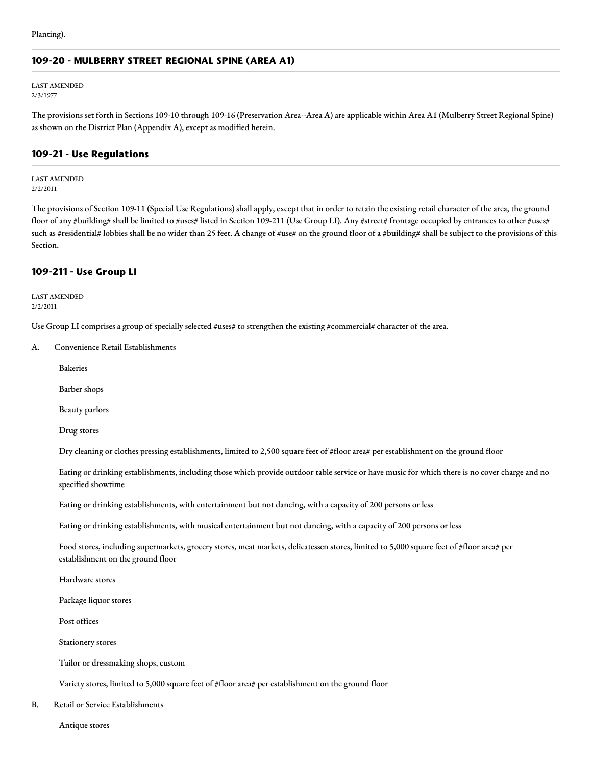Planting).

## 109-20 - MULBERRY STREET REGIONAL SPINE (AREA A1)

LAST AMENDED
2/3/1977

The provisions set forth in Sections 109-10 through 109-16 (Preservation Area--Area A) are applicable within Area A1 (Mulberry Street Regional Spine) as shown on the District Plan (Appendix A), except as modified herein.

## 109-21 - Use Regulations

LAST AMENDED
2/2/2011

The provisions of Section 109-11 (Special Use Regulations) shall apply, except that in order to retain the existing retail character of the area, the ground floor of any #building# shall be limited to #uses# listed in Section 109-211 (Use Group LI). Any #street# frontage occupied by entrances to other #uses# such as #residential# lobbies shall be no wider than 25 feet. A change of #use# on the ground floor of a #building# shall be subject to the provisions of this Section.

## 109-211 - Use Group LI

LAST AMENDED
2/2/2011

Use Group LI comprises a group of specially selected #uses# to strengthen the existing #commercial# character of the area.

A. Convenience Retail Establishments

Bakeries

Barber shops

Beauty parlors

Drug stores

Dry cleaning or clothes pressing establishments, limited to 2,500 square feet of #floor area# per establishment on the ground floor

Eating or drinking establishments, including those which provide outdoor table service or have music for which there is no cover charge and no specified showtime

Eating or drinking establishments, with entertainment but not dancing, with a capacity of 200 persons or less

Eating or drinking establishments, with musical entertainment but not dancing, with a capacity of 200 persons or less

Food stores, including supermarkets, grocery stores, meat markets, delicatessen stores, limited to 5,000 square feet of #floor area# per establishment on the ground floor

Hardware stores

Package liquor stores

Post offices

Stationery stores

Tailor or dressmaking shops, custom

Variety stores, limited to 5,000 square feet of #floor area# per establishment on the ground floor

B. Retail or Service Establishments

Antique stores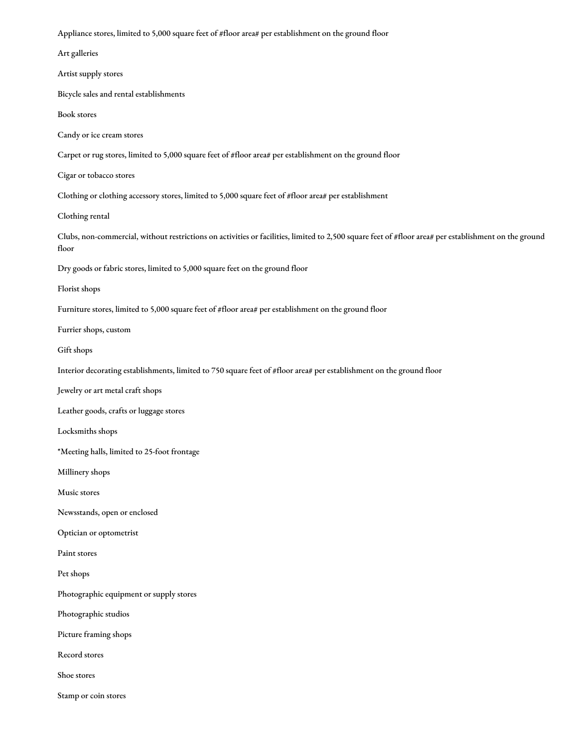Appliance stores, limited to 5,000 square feet of #floor area# per establishment on the ground floor

Art galleries

Artist supply stores

Bicycle sales and rental establishments

Book stores

Candy or ice cream stores

Carpet or rug stores, limited to 5,000 square feet of #floor area# per establishment on the ground floor

Cigar or tobacco stores

Clothing or clothing accessory stores, limited to 5,000 square feet of #floor area# per establishment

Clothing rental

Clubs, non-commercial, without restrictions on activities or facilities, limited to 2,500 square feet of #floor area# per establishment on the ground floor

Dry goods or fabric stores, limited to 5,000 square feet on the ground floor

Florist shops

Furniture stores, limited to 5,000 square feet of #floor area# per establishment on the ground floor

Furrier shops, custom

Gift shops

Interior decorating establishments, limited to 750 square feet of #floor area# per establishment on the ground floor

Jewelry or art metal craft shops

Leather goods, crafts or luggage stores

Locksmiths shops

*Meeting halls, limited to 25-foot frontage

Millinery shops

Music stores

Newsstands, open or enclosed

Optician or optometrist

Paint stores

Pet shops

Photographic equipment or supply stores

Photographic studios

Picture framing shops

Record stores

Shoe stores

Stamp or coin stores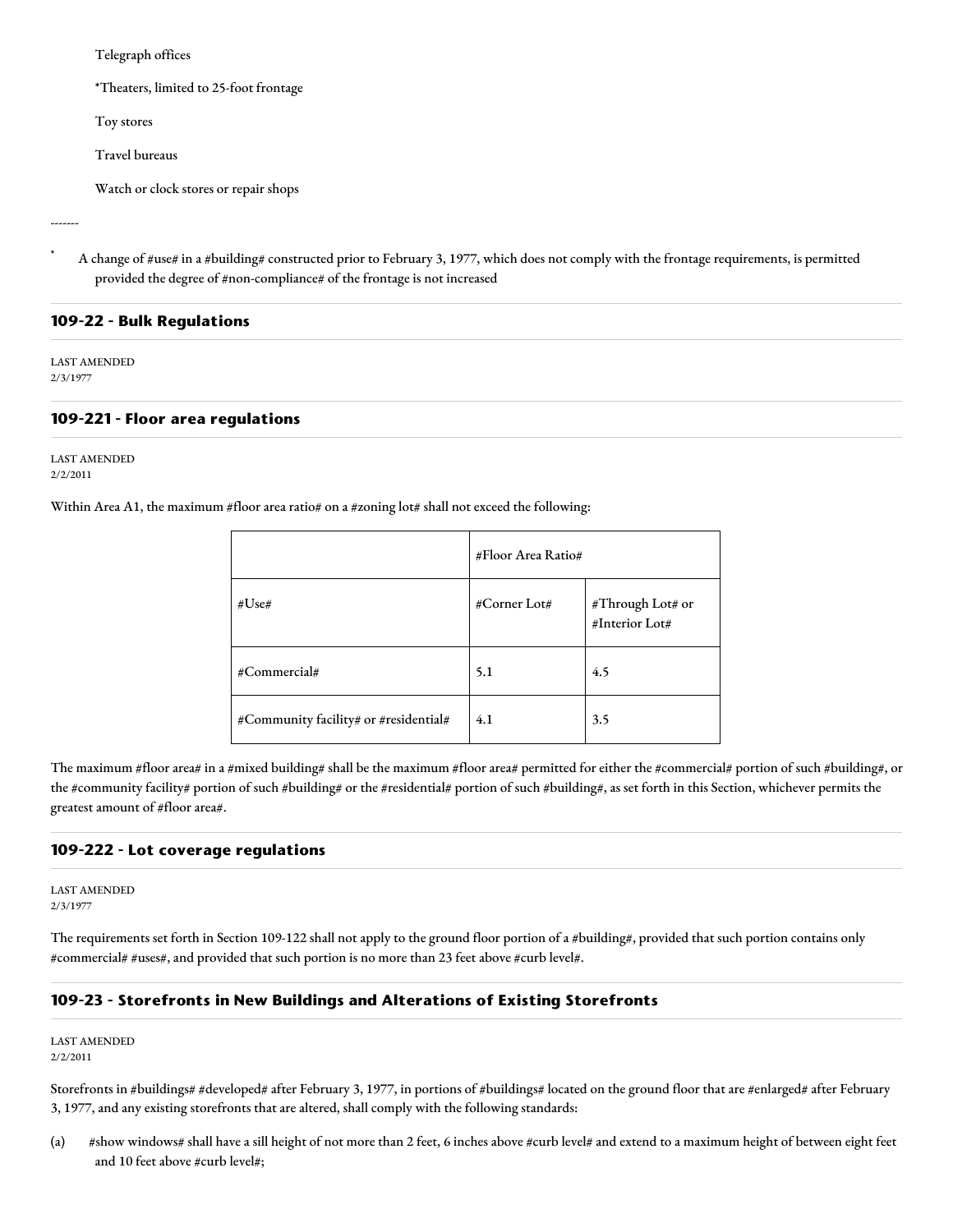Telegraph offices

*Theaters, limited to 25-foot frontage

Toy stores

Travel bureaus

Watch or clock stores or repair shops

-------

* A change of #use# in a #building# constructed prior to February 3, 1977, which does not comply with the frontage requirements, is permitted provided the degree of #non-compliance# of the frontage is not increased

## 109-22 - Bulk Regulations

LAST AMENDED
2/3/1977

## 109-221 - Floor area regulations

LAST AMENDED
2/2/2011

Within Area A1, the maximum #floor area ratio# on a #zoning lot# shall not exceed the following:

| | #Floor Area Ratio# | |
|---|---|---|
| #Use# | #Corner Lot# | #Through Lot# or #Interior Lot# |
| #Commercial# | 5.1 | 4.5 |
| #Community facility# or #residential# | 4.1 | 3.5 |

The maximum #floor area# in a #mixed building# shall be the maximum #floor area# permitted for either the #commercial# portion of such #building#, or the #community facility# portion of such #building# or the #residential# portion of such #building#, as set forth in this Section, whichever permits the greatest amount of #floor area#.

## 109-222 - Lot coverage regulations

LAST AMENDED
2/3/1977

The requirements set forth in Section 109-122 shall not apply to the ground floor portion of a #building#, provided that such portion contains only #commercial# #uses#, and provided that such portion is no more than 23 feet above #curb level#.

## 109-23 - Storefronts in New Buildings and Alterations of Existing Storefronts

LAST AMENDED
2/2/2011

Storefronts in #buildings# #developed# after February 3, 1977, in portions of #buildings# located on the ground floor that are #enlarged# after February 3, 1977, and any existing storefronts that are altered, shall comply with the following standards:

(a) #show windows# shall have a sill height of not more than 2 feet, 6 inches above #curb level# and extend to a maximum height of between eight feet and 10 feet above #curb level#;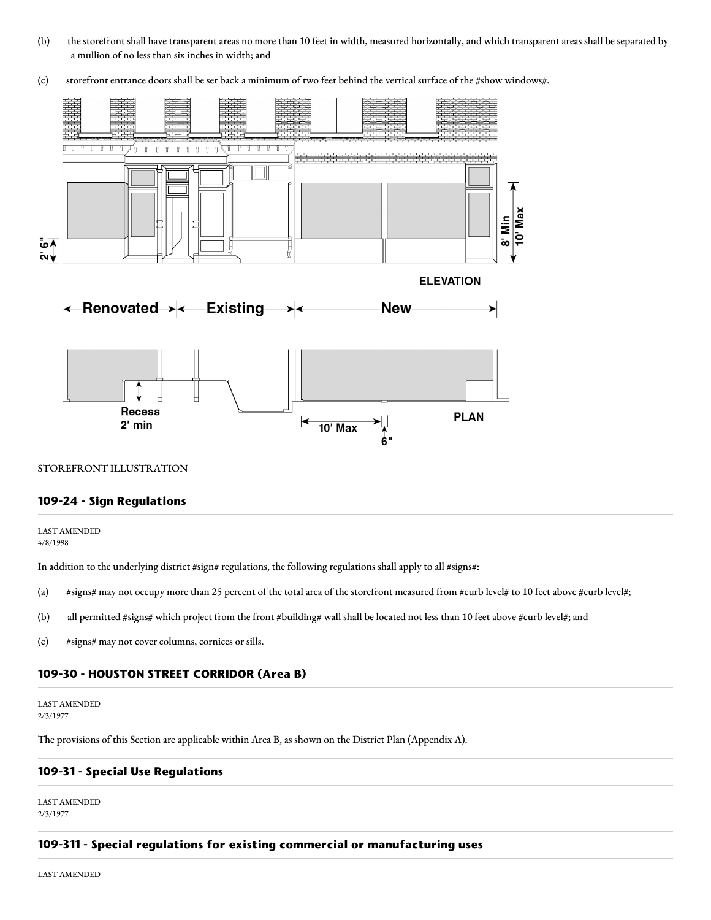(b) the storefront shall have transparent areas no more than 10 feet in width, measured horizontally, and which transparent areas shall be separated by a mullion of no less than six inches in width; and

(c) storefront entrance doors shall be set back a minimum of two feet behind the vertical surface of the #show windows#.

STOREFRONT ILLUSTRATION

### 109-24 - Sign Regulations

LAST AMENDED
4/8/1998

In addition to the underlying district #sign# regulations, the following regulations shall apply to all #signs#:

(a) #signs# may not occupy more than 25 percent of the total area of the storefront measured from #curb level# to 10 feet above #curb level#;

(b) all permitted #signs# which project from the front #building# wall shall be located not less than 10 feet above #curb level#; and

(c) #signs# may not cover columns, cornices or sills.

### 109-30 - HOUSTON STREET CORRIDOR (Area B)

LAST AMENDED
2/3/1977

The provisions of this Section are applicable within Area B, as shown on the District Plan (Appendix A).

### 109-31 - Special Use Regulations

LAST AMENDED
2/3/1977

### 109-311 - Special regulations for existing commercial or manufacturing uses

LAST AMENDED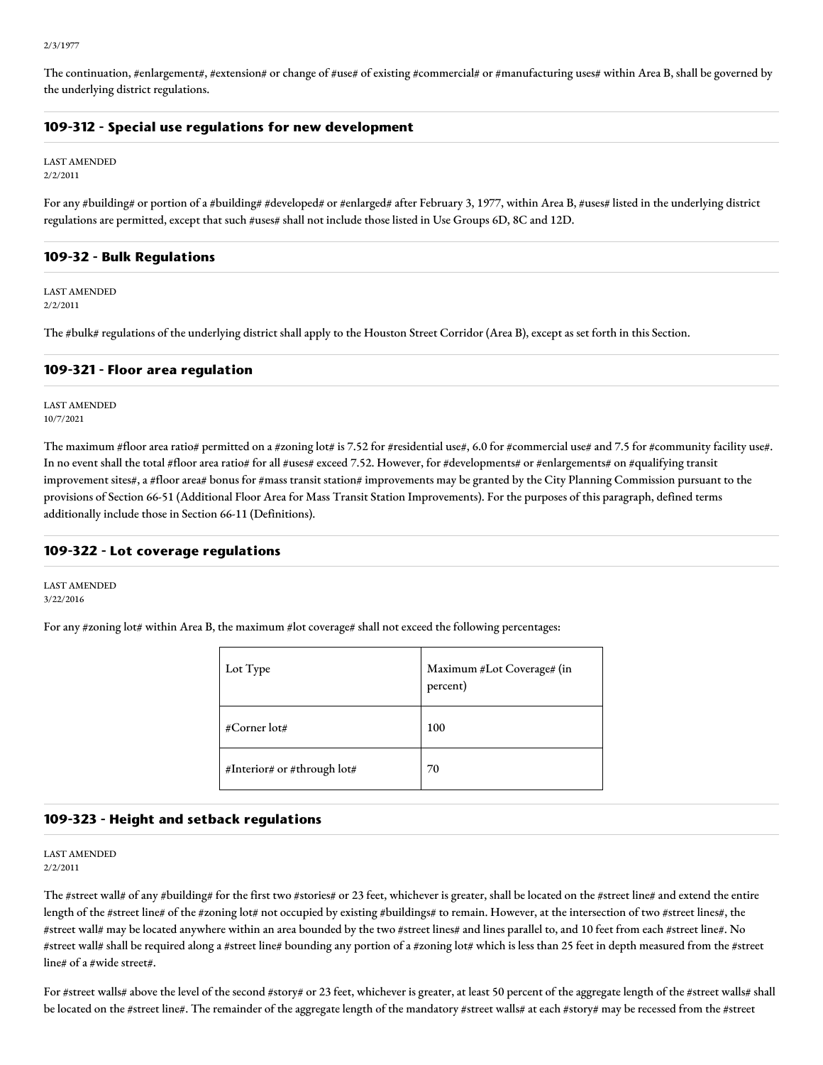2/3/1977

The continuation, #enlargement#, #extension# or change of #use# of existing #commercial# or #manufacturing uses# within Area B, shall be governed by the underlying district regulations.

## 109-312 - Special use regulations for new development

LAST AMENDED
2/2/2011

For any #building# or portion of a #building# #developed# or #enlarged# after February 3, 1977, within Area B, #uses# listed in the underlying district regulations are permitted, except that such #uses# shall not include those listed in Use Groups 6D, 8C and 12D.

## 109-32 - Bulk Regulations

LAST AMENDED
2/2/2011

The #bulk# regulations of the underlying district shall apply to the Houston Street Corridor (Area B), except as set forth in this Section.

## 109-321 - Floor area regulation

LAST AMENDED
10/7/2021

The maximum #floor area ratio# permitted on a #zoning lot# is 7.52 for #residential use#, 6.0 for #commercial use# and 7.5 for #community facility use#. In no event shall the total #floor area ratio# for all #uses# exceed 7.52. However, for #developments# or #enlargements# on #qualifying transit improvement sites#, a #floor area# bonus for #mass transit station# improvements may be granted by the City Planning Commission pursuant to the provisions of Section 66-51 (Additional Floor Area for Mass Transit Station Improvements). For the purposes of this paragraph, defined terms additionally include those in Section 66-11 (Definitions).

## 109-322 - Lot coverage regulations

LAST AMENDED
3/22/2016

For any #zoning lot# within Area B, the maximum #lot coverage# shall not exceed the following percentages:

| Lot Type | Maximum #Lot Coverage# (in percent) |
| --- | --- |
| #Corner lot# | 100 |
| #Interior# or #through lot# | 70 |

## 109-323 - Height and setback regulations

LAST AMENDED
2/2/2011

The #street wall# of any #building# for the first two #stories# or 23 feet, whichever is greater, shall be located on the #street line# and extend the entire length of the #street line# of the #zoning lot# not occupied by existing #buildings# to remain. However, at the intersection of two #street lines#, the #street wall# may be located anywhere within an area bounded by the two #street lines# and lines parallel to, and 10 feet from each #street line#. No #street wall# shall be required along a #street line# bounding any portion of a #zoning lot# which is less than 25 feet in depth measured from the #street line# of a #wide street#.

For #street walls# above the level of the second #story# or 23 feet, whichever is greater, at least 50 percent of the aggregate length of the #street walls# shall be located on the #street line#. The remainder of the aggregate length of the mandatory #street walls# at each #story# may be recessed from the #street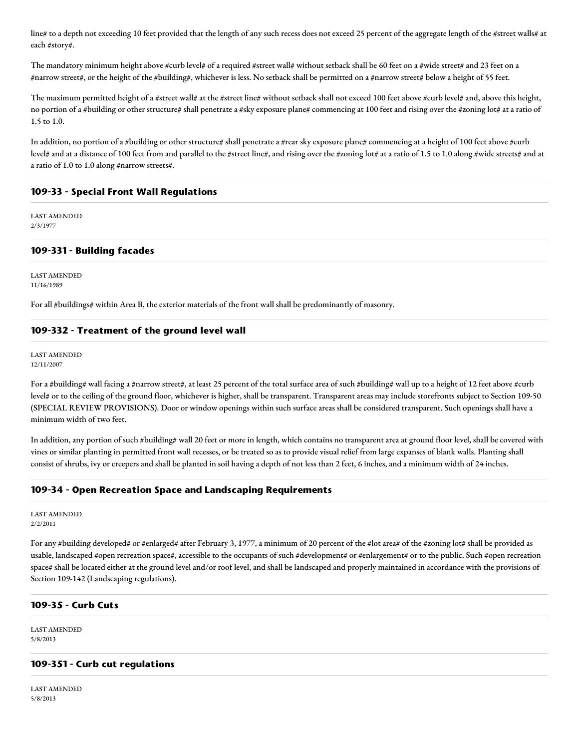line# to a depth not exceeding 10 feet provided that the length of any such recess does not exceed 25 percent of the aggregate length of the #street walls# at each #story#.

The mandatory minimum height above #curb level# of a required #street wall# without setback shall be 60 feet on a #wide street# and 23 feet on a #narrow street#, or the height of the #building#, whichever is less. No setback shall be permitted on a #narrow street# below a height of 55 feet.

The maximum permitted height of a #street wall# at the #street line# without setback shall not exceed 100 feet above #curb level# and, above this height, no portion of a #building or other structure# shall penetrate a #sky exposure plane# commencing at 100 feet and rising over the #zoning lot# at a ratio of 1.5 to 1.0.

In addition, no portion of a #building or other structure# shall penetrate a #rear sky exposure plane# commencing at a height of 100 feet above #curb level# and at a distance of 100 feet from and parallel to the #street line#, and rising over the #zoning lot# at a ratio of 1.5 to 1.0 along #wide streets# and at a ratio of 1.0 to 1.0 along #narrow streets#.

## 109-33 - Special Front Wall Regulations

LAST AMENDED
2/3/1977

## 109-331 - Building facades

LAST AMENDED
11/16/1989

For all #buildings# within Area B, the exterior materials of the front wall shall be predominantly of masonry.

## 109-332 - Treatment of the ground level wall

LAST AMENDED
12/11/2007

For a #building# wall facing a #narrow street#, at least 25 percent of the total surface area of such #building# wall up to a height of 12 feet above #curb level# or to the ceiling of the ground floor, whichever is higher, shall be transparent. Transparent areas may include storefronts subject to Section 109-50 (SPECIAL REVIEW PROVISIONS). Door or window openings within such surface areas shall be considered transparent. Such openings shall have a minimum width of two feet.

In addition, any portion of such #building# wall 20 feet or more in length, which contains no transparent area at ground floor level, shall be covered with vines or similar planting in permitted front wall recesses, or be treated so as to provide visual relief from large expanses of blank walls. Planting shall consist of shrubs, ivy or creepers and shall be planted in soil having a depth of not less than 2 feet, 6 inches, and a minimum width of 24 inches.

## 109-34 - Open Recreation Space and Landscaping Requirements

LAST AMENDED
2/2/2011

For any #building developed# or #enlarged# after February 3, 1977, a minimum of 20 percent of the #lot area# of the #zoning lot# shall be provided as usable, landscaped #open recreation space#, accessible to the occupants of such #development# or #enlargement# or to the public. Such #open recreation space# shall be located either at the ground level and/or roof level, and shall be landscaped and properly maintained in accordance with the provisions of Section 109-142 (Landscaping regulations).

## 109-35 - Curb Cuts

LAST AMENDED
5/8/2013

## 109-351 - Curb cut regulations

LAST AMENDED
5/8/2013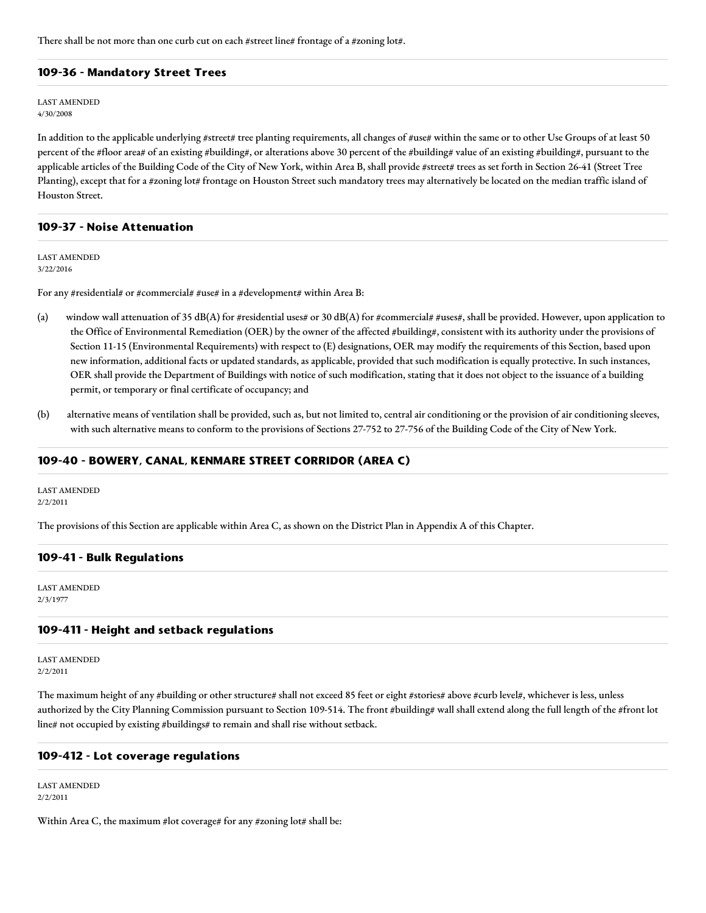There shall be not more than one curb cut on each #street line# frontage of a #zoning lot#.

### 109-36 - Mandatory Street Trees

LAST AMENDED
4/30/2008

In addition to the applicable underlying #street# tree planting requirements, all changes of #use# within the same or to other Use Groups of at least 50 percent of the #floor area# of an existing #building#, or alterations above 30 percent of the #building# value of an existing #building#, pursuant to the applicable articles of the Building Code of the City of New York, within Area B, shall provide #street# trees as set forth in Section 26-41 (Street Tree Planting), except that for a #zoning lot# frontage on Houston Street such mandatory trees may alternatively be located on the median traffic island of Houston Street.

### 109-37 - Noise Attenuation

LAST AMENDED
3/22/2016

For any #residential# or #commercial# #use# in a #development# within Area B:

(a) window wall attenuation of 35 dB(A) for #residential uses# or 30 dB(A) for #commercial# #uses#, shall be provided. However, upon application to the Office of Environmental Remediation (OER) by the owner of the affected #building#, consistent with its authority under the provisions of Section 11-15 (Environmental Requirements) with respect to (E) designations, OER may modify the requirements of this Section, based upon new information, additional facts or updated standards, as applicable, provided that such modification is equally protective. In such instances, OER shall provide the Department of Buildings with notice of such modification, stating that it does not object to the issuance of a building permit, or temporary or final certificate of occupancy; and

(b) alternative means of ventilation shall be provided, such as, but not limited to, central air conditioning or the provision of air conditioning sleeves, with such alternative means to conform to the provisions of Sections 27-752 to 27-756 of the Building Code of the City of New York.

### 109-40 - BOWERY, CANAL, KENMARE STREET CORRIDOR (AREA C)

LAST AMENDED
2/2/2011

The provisions of this Section are applicable within Area C, as shown on the District Plan in Appendix A of this Chapter.

### 109-41 - Bulk Regulations

LAST AMENDED
2/3/1977

### 109-411 - Height and setback regulations

LAST AMENDED
2/2/2011

The maximum height of any #building or other structure# shall not exceed 85 feet or eight #stories# above #curb level#, whichever is less, unless authorized by the City Planning Commission pursuant to Section 109-514. The front #building# wall shall extend along the full length of the #front lot line# not occupied by existing #buildings# to remain and shall rise without setback.

### 109-412 - Lot coverage regulations

LAST AMENDED
2/2/2011

Within Area C, the maximum #lot coverage# for any #zoning lot# shall be: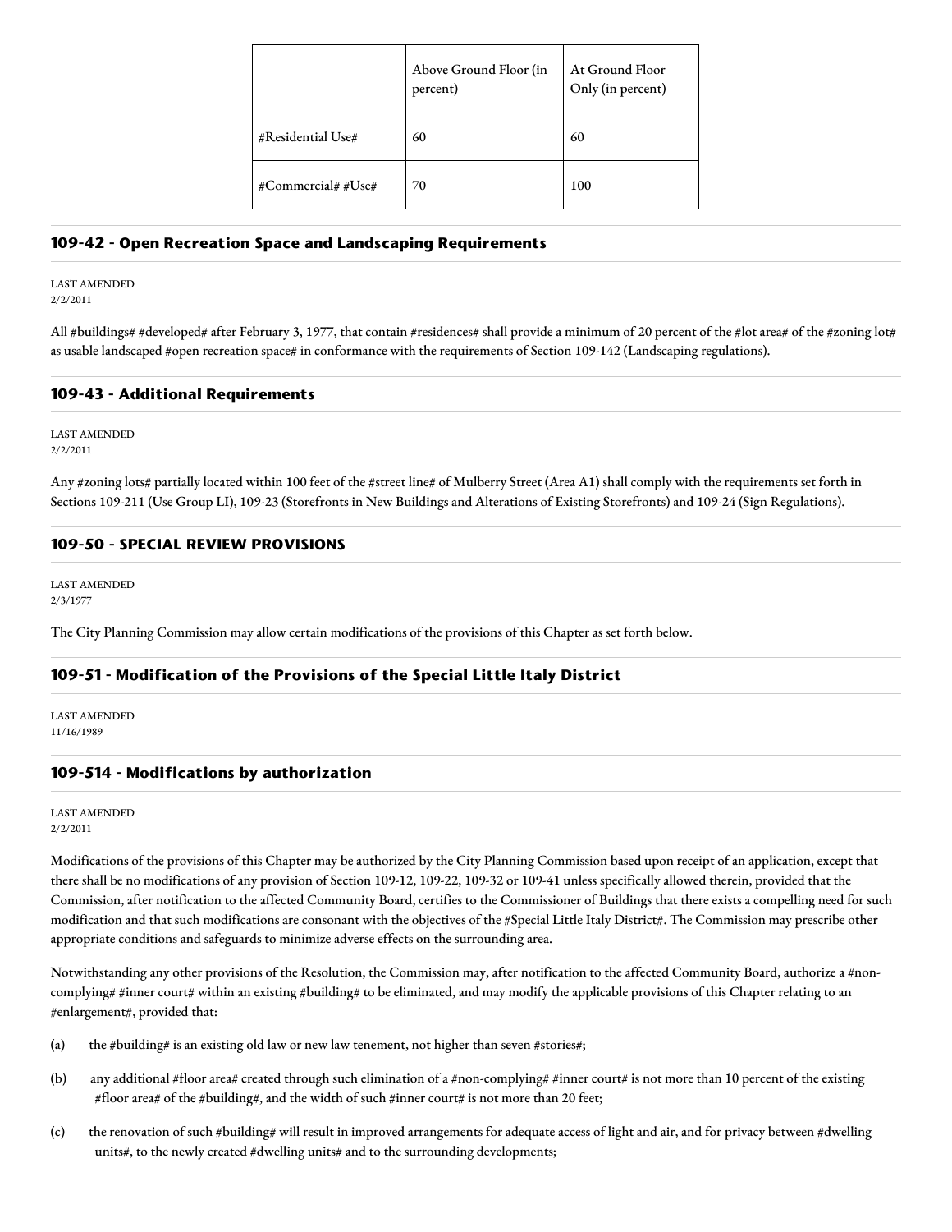| | Above Ground Floor (in percent) | At Ground Floor Only (in percent) |
|---|---|---|
| #Residential Use# | 60 | 60 |
| #Commercial# #Use# | 70 | 100 |

## 109-42 - Open Recreation Space and Landscaping Requirements

LAST AMENDED
2/2/2011

All #buildings# #developed# after February 3, 1977, that contain #residences# shall provide a minimum of 20 percent of the #lot area# of the #zoning lot# as usable landscaped #open recreation space# in conformance with the requirements of Section 109-142 (Landscaping regulations).

## 109-43 - Additional Requirements

LAST AMENDED
2/2/2011

Any #zoning lots# partially located within 100 feet of the #street line# of Mulberry Street (Area A1) shall comply with the requirements set forth in Sections 109-211 (Use Group LI), 109-23 (Storefronts in New Buildings and Alterations of Existing Storefronts) and 109-24 (Sign Regulations).

## 109-50 - SPECIAL REVIEW PROVISIONS

LAST AMENDED
2/3/1977

The City Planning Commission may allow certain modifications of the provisions of this Chapter as set forth below.

## 109-51 - Modification of the Provisions of the Special Little Italy District

LAST AMENDED
11/16/1989

## 109-514 - Modifications by authorization

LAST AMENDED
2/2/2011

Modifications of the provisions of this Chapter may be authorized by the City Planning Commission based upon receipt of an application, except that there shall be no modifications of any provision of Section 109-12, 109-22, 109-32 or 109-41 unless specifically allowed therein, provided that the Commission, after notification to the affected Community Board, certifies to the Commissioner of Buildings that there exists a compelling need for such modification and that such modifications are consonant with the objectives of the #Special Little Italy District#. The Commission may prescribe other appropriate conditions and safeguards to minimize adverse effects on the surrounding area.

Notwithstanding any other provisions of the Resolution, the Commission may, after notification to the affected Community Board, authorize a #non-complying# #inner court# within an existing #building# to be eliminated, and may modify the applicable provisions of this Chapter relating to an #enlargement#, provided that:

(a) the #building# is an existing old law or new law tenement, not higher than seven #stories#;

(b) any additional #floor area# created through such elimination of a #non-complying# #inner court# is not more than 10 percent of the existing #floor area# of the #building#, and the width of such #inner court# is not more than 20 feet;

(c) the renovation of such #building# will result in improved arrangements for adequate access of light and air, and for privacy between #dwelling units#, to the newly created #dwelling units# and to the surrounding developments;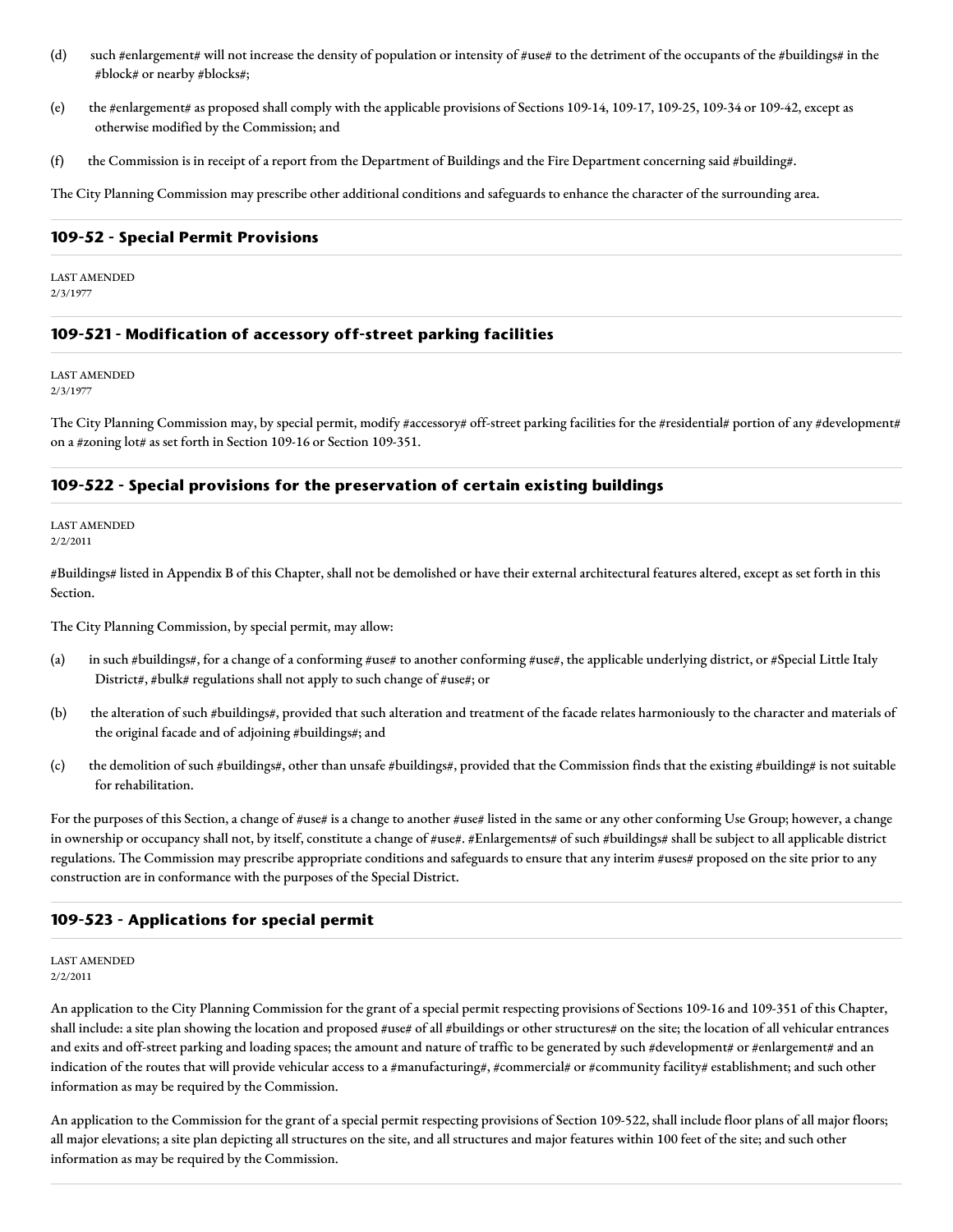(d) such #enlargement# will not increase the density of population or intensity of #use# to the detriment of the occupants of the #buildings# in the #block# or nearby #blocks#;

(e) the #enlargement# as proposed shall comply with the applicable provisions of Sections 109-14, 109-17, 109-25, 109-34 or 109-42, except as otherwise modified by the Commission; and

(f) the Commission is in receipt of a report from the Department of Buildings and the Fire Department concerning said #building#.

The City Planning Commission may prescribe other additional conditions and safeguards to enhance the character of the surrounding area.

## 109-52 - Special Permit Provisions

LAST AMENDED
2/3/1977

### 109-521 - Modification of accessory off-street parking facilities

LAST AMENDED
2/3/1977

The City Planning Commission may, by special permit, modify #accessory# off-street parking facilities for the #residential# portion of any #development# on a #zoning lot# as set forth in Section 109-16 or Section 109-351.

### 109-522 - Special provisions for the preservation of certain existing buildings

LAST AMENDED
2/2/2011

#Buildings# listed in Appendix B of this Chapter, shall not be demolished or have their external architectural features altered, except as set forth in this Section.

The City Planning Commission, by special permit, may allow:

(a) in such #buildings#, for a change of a conforming #use# to another conforming #use#, the applicable underlying district, or #Special Little Italy District#, #bulk# regulations shall not apply to such change of #use#; or

(b) the alteration of such #buildings#, provided that such alteration and treatment of the facade relates harmoniously to the character and materials of the original facade and of adjoining #buildings#; and

(c) the demolition of such #buildings#, other than unsafe #buildings#, provided that the Commission finds that the existing #building# is not suitable for rehabilitation.

For the purposes of this Section, a change of #use# is a change to another #use# listed in the same or any other conforming Use Group; however, a change in ownership or occupancy shall not, by itself, constitute a change of #use#. #Enlargements# of such #buildings# shall be subject to all applicable district regulations. The Commission may prescribe appropriate conditions and safeguards to ensure that any interim #uses# proposed on the site prior to any construction are in conformance with the purposes of the Special District.

### 109-523 - Applications for special permit

LAST AMENDED
2/2/2011

An application to the City Planning Commission for the grant of a special permit respecting provisions of Sections 109-16 and 109-351 of this Chapter, shall include: a site plan showing the location and proposed #use# of all #buildings or other structures# on the site; the location of all vehicular entrances and exits and off-street parking and loading spaces; the amount and nature of traffic to be generated by such #development# or #enlargement# and an indication of the routes that will provide vehicular access to a #manufacturing#, #commercial# or #community facility# establishment; and such other information as may be required by the Commission.

An application to the Commission for the grant of a special permit respecting provisions of Section 109-522, shall include floor plans of all major floors; all major elevations; a site plan depicting all structures on the site, and all structures and major features within 100 feet of the site; and such other information as may be required by the Commission.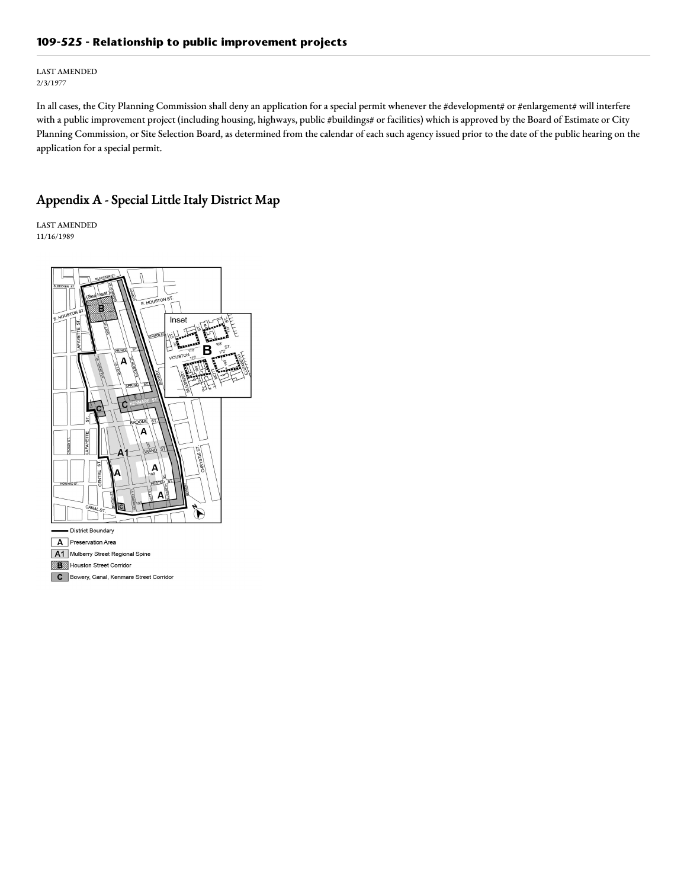### 109-525 - Relationship to public improvement projects

LAST AMENDED
2/3/1977

In all cases, the City Planning Commission shall deny an application for a special permit whenever the #development# or #enlargement# will interfere with a public improvement project (including housing, highways, public #buildings# or facilities) which is approved by the Board of Estimate or City Planning Commission, or Site Selection Board, as determined from the calendar of each such agency issued prior to the date of the public hearing on the application for a special permit.

## Appendix A - Special Little Italy District Map

LAST AMENDED
11/16/1989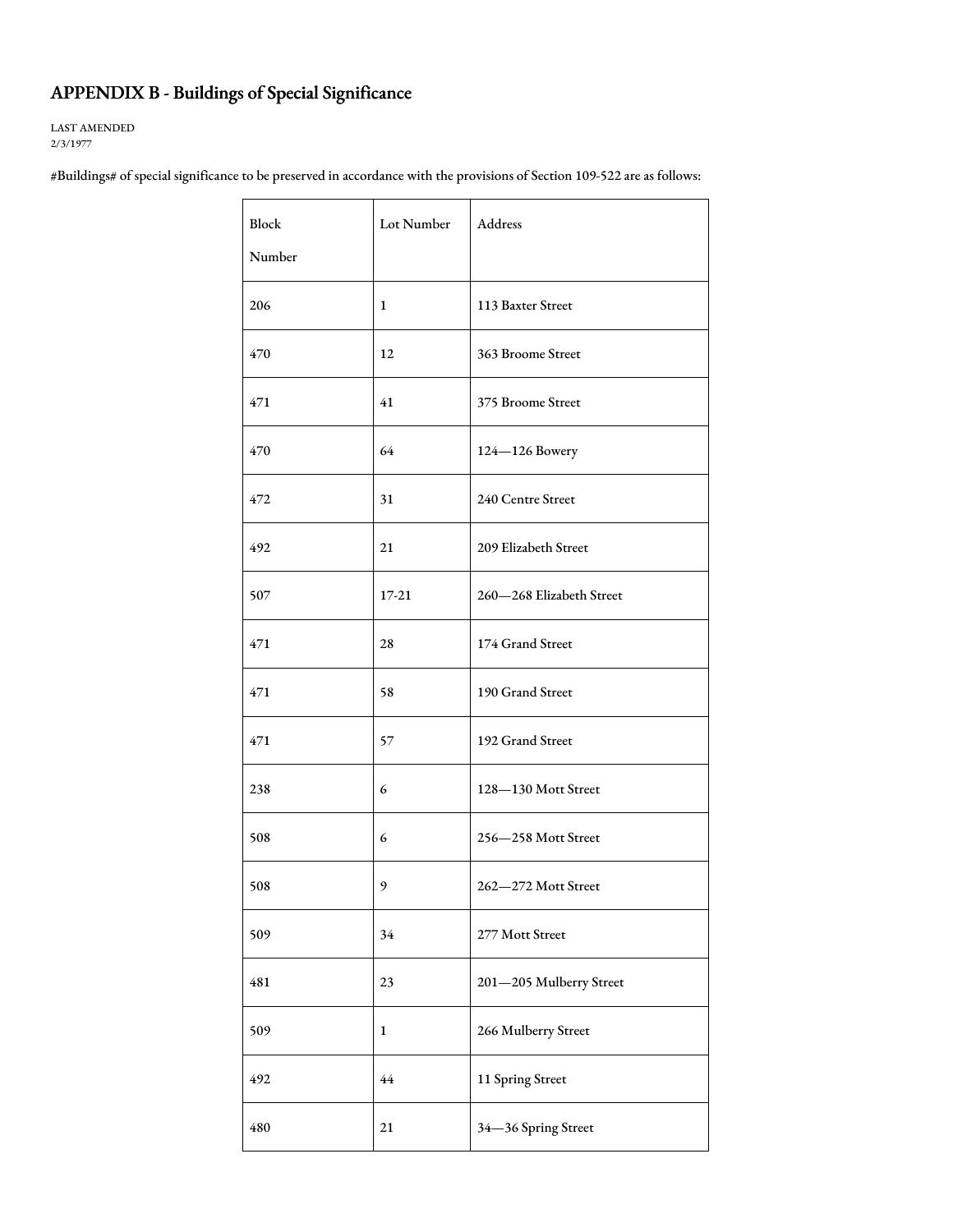## APPENDIX B - Buildings of Special Significance

LAST AMENDED
2/3/1977

#Buildings# of special significance to be preserved in accordance with the provisions of Section 109-522 are as follows:

| Block Number | Lot Number | Address |
|---|---|---|
| 206 | 1 | 113 Baxter Street |
| 470 | 12 | 363 Broome Street |
| 471 | 41 | 375 Broome Street |
| 470 | 64 | 124—126 Bowery |
| 472 | 31 | 240 Centre Street |
| 492 | 21 | 209 Elizabeth Street |
| 507 | 17-21 | 260—268 Elizabeth Street |
| 471 | 28 | 174 Grand Street |
| 471 | 58 | 190 Grand Street |
| 471 | 57 | 192 Grand Street |
| 238 | 6 | 128—130 Mott Street |
| 508 | 6 | 256—258 Mott Street |
| 508 | 9 | 262—272 Mott Street |
| 509 | 34 | 277 Mott Street |
| 481 | 23 | 201—205 Mulberry Street |
| 509 | 1 | 266 Mulberry Street |
| 492 | 44 | 11 Spring Street |
| 480 | 21 | 34—36 Spring Street |